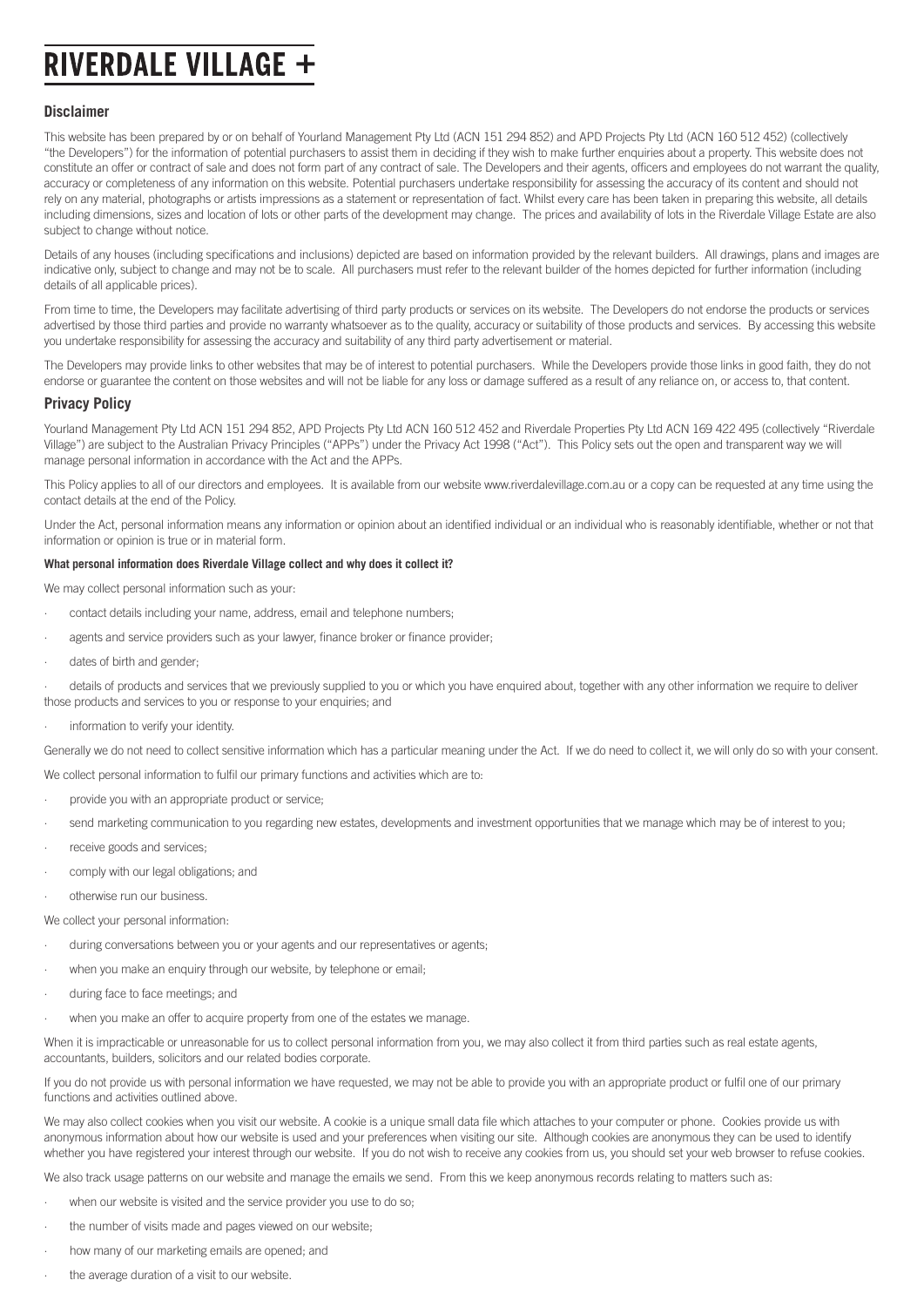# RIVERDALE VILLAGE +

## Disclaimer

This website has been prepared by or on behalf of Yourland Management Pty Ltd (ACN 151 294 852) and APD Projects Pty Ltd (ACN 160 512 452) (collectively "the Developers") for the information of potential purchasers to assist them in deciding if they wish to make further enquiries about a property. This website does not constitute an offer or contract of sale and does not form part of any contract of sale. The Developers and their agents, officers and employees do not warrant the quality, accuracy or completeness of any information on this website. Potential purchasers undertake responsibility for assessing the accuracy of its content and should not rely on any material, photographs or artists impressions as a statement or representation of fact. Whilst every care has been taken in preparing this website, all details including dimensions, sizes and location of lots or other parts of the development may change. The prices and availability of lots in the Riverdale Village Estate are also subject to change without notice.

Details of any houses (including specifications and inclusions) depicted are based on information provided by the relevant builders. All drawings, plans and images are indicative only, subject to change and may not be to scale. All purchasers must refer to the relevant builder of the homes depicted for further information (including details of all applicable prices).

From time to time, the Developers may facilitate advertising of third party products or services on its website. The Developers do not endorse the products or services advertised by those third parties and provide no warranty whatsoever as to the quality, accuracy or suitability of those products and services. By accessing this website you undertake responsibility for assessing the accuracy and suitability of any third party advertisement or material.

The Developers may provide links to other websites that may be of interest to potential purchasers. While the Developers provide those links in good faith, they do not endorse or guarantee the content on those websites and will not be liable for any loss or damage suffered as a result of any reliance on, or access to, that content.

## Privacy Policy

Yourland Management Pty Ltd ACN 151 294 852, APD Projects Pty Ltd ACN 160 512 452 and Riverdale Properties Pty Ltd ACN 169 422 495 (collectively "Riverdale Village") are subject to the Australian Privacy Principles ("APPs") under the Privacy Act 1998 ("Act"). This Policy sets out the open and transparent way we will manage personal information in accordance with the Act and the APPs.

This Policy applies to all of our directors and employees. It is available from our website www.riverdalevillage.com.au or a copy can be requested at any time using the contact details at the end of the Policy.

Under the Act, personal information means any information or opinion about an identified individual or an individual who is reasonably identifiable, whether or not that information or opinion is true or in material form.

**What personal information does Riverdale Village collect and why does it collect it?**

We may collect personal information such as your:

- contact details including your name, address, email and telephone numbers;
- agents and service providers such as your lawyer, finance broker or finance provider;
- dates of birth and gender;
- details of products and services that we previously supplied to you or which you have enquired about, together with any other information we require to deliver those products and services to you or response to your enquiries; and
- information to verify your identity.

Generally we do not need to collect sensitive information which has a particular meaning under the Act. If we do need to collect it, we will only do so with your consent.

We collect personal information to fulfil our primary functions and activities which are to:

- provide you with an appropriate product or service;
- send marketing communication to you regarding new estates, developments and investment opportunities that we manage which may be of interest to you;
- receive goods and services;
- comply with our legal obligations; and
- otherwise run our business.

We collect your personal information:

- during conversations between you or your agents and our representatives or agents;
- when you make an enquiry through our website, by telephone or email;
- during face to face meetings; and
- when you make an offer to acquire property from one of the estates we manage.

When it is impracticable or unreasonable for us to collect personal information from you, we may also collect it from third parties such as real estate agents, accountants, builders, solicitors and our related bodies corporate.

If you do not provide us with personal information we have requested, we may not be able to provide you with an appropriate product or fulfil one of our primary functions and activities outlined above.

We may also collect cookies when you visit our website. A cookie is a unique small data file which attaches to your computer or phone. Cookies provide us with anonymous information about how our website is used and your preferences when visiting our site. Although cookies are anonymous they can be used to identify whether you have registered your interest through our website. If you do not wish to receive any cookies from us, you should set your web browser to refuse cookies.

We also track usage patterns on our website and manage the emails we send. From this we keep anonymous records relating to matters such as:

- when our website is visited and the service provider you use to do so;
- the number of visits made and pages viewed on our website;
- how many of our marketing emails are opened; and
- the average duration of a visit to our website.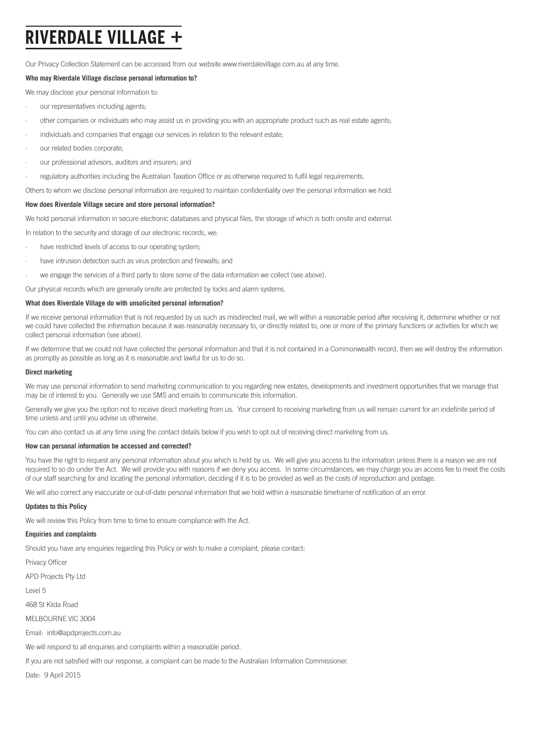# RIVERDALE VILLAGE +

Our Privacy Collection Statement can be accessed from our website www.riverdalevillage.com.au at any time.

**Who may Riverdale Village disclose personal information to?**

We may disclose your personal information to:

- our representatives including agents;
- other companies or individuals who may assist us in providing you with an appropriate product such as real estate agents;
- individuals and companies that engage our services in relation to the relevant estate;
- our related bodies corporate;
- our professional advisors, auditors and insurers; and
- regulatory authorities including the Australian Taxation Office or as otherwise required to fulfil legal requirements.

Others to whom we disclose personal information are required to maintain confidentiality over the personal information we hold.

**How does Riverdale Village secure and store personal information?**

We hold personal information in secure electronic databases and physical files, the storage of which is both onsite and external.

In relation to the security and storage of our electronic records, we:

- have restricted levels of access to our operating system;
- have intrusion detection such as virus protection and firewalls; and
- we engage the services of a third party to store some of the data information we collect (see above).

Our physical records which are generally onsite are protected by locks and alarm systems.

**What does Riverdale Village do with unsolicited personal information?**

If we receive personal information that is not requested by us such as misdirected mail, we will within a reasonable period after receiving it, determine whether or not we could have collected the information because it was reasonably necessary to, or directly related to, one or more of the primary functions or activities for which we collect personal information (see above).

If we determine that we could not have collected the personal information and that it is not contained in a Commonwealth record, then we will destroy the information as promptly as possible as long as it is reasonable and lawful for us to do so.

**Direct marketing**

We may use personal information to send marketing communication to you regarding new estates, developments and investment opportunities that we manage that may be of interest to you. Generally we use SMS and emails to communicate this information.

Generally we give you the option not to receive direct marketing from us. Your consent to receiving marketing from us will remain current for an indefinite period of time unless and until you advise us otherwise.

You can also contact us at any time using the contact details below if you wish to opt out of receiving direct marketing from us.

**How can personal information be accessed and corrected?**

You have the right to request any personal information about you which is held by us. We will give you access to the information unless there is a reason we are not required to so do under the Act. We will provide you with reasons if we deny you access. In some circumstances, we may charge you an access fee to meet the costs of our staff searching for and locating the personal information, deciding if it is to be provided as well as the costs of reproduction and postage.

We will also correct any inaccurate or out-of-date personal information that we hold within a reasonable timeframe of notification of an error.

**Updates to this Policy**

We will review this Policy from time to time to ensure compliance with the Act.

**Enquiries and complaints**

Should you have any enquiries regarding this Policy or wish to make a complaint, please contact:

Privacy Officer

APD Projects Pty Ltd

Level 5

468 St Kilda Road

MELBOURNE VIC 3004

Email: info@apdprojects.com.au

We will respond to all enquiries and complaints within a reasonable period.

If you are not satisfied with our response, a complaint can be made to the Australian Information Commissioner.

Date: 9 April 2015